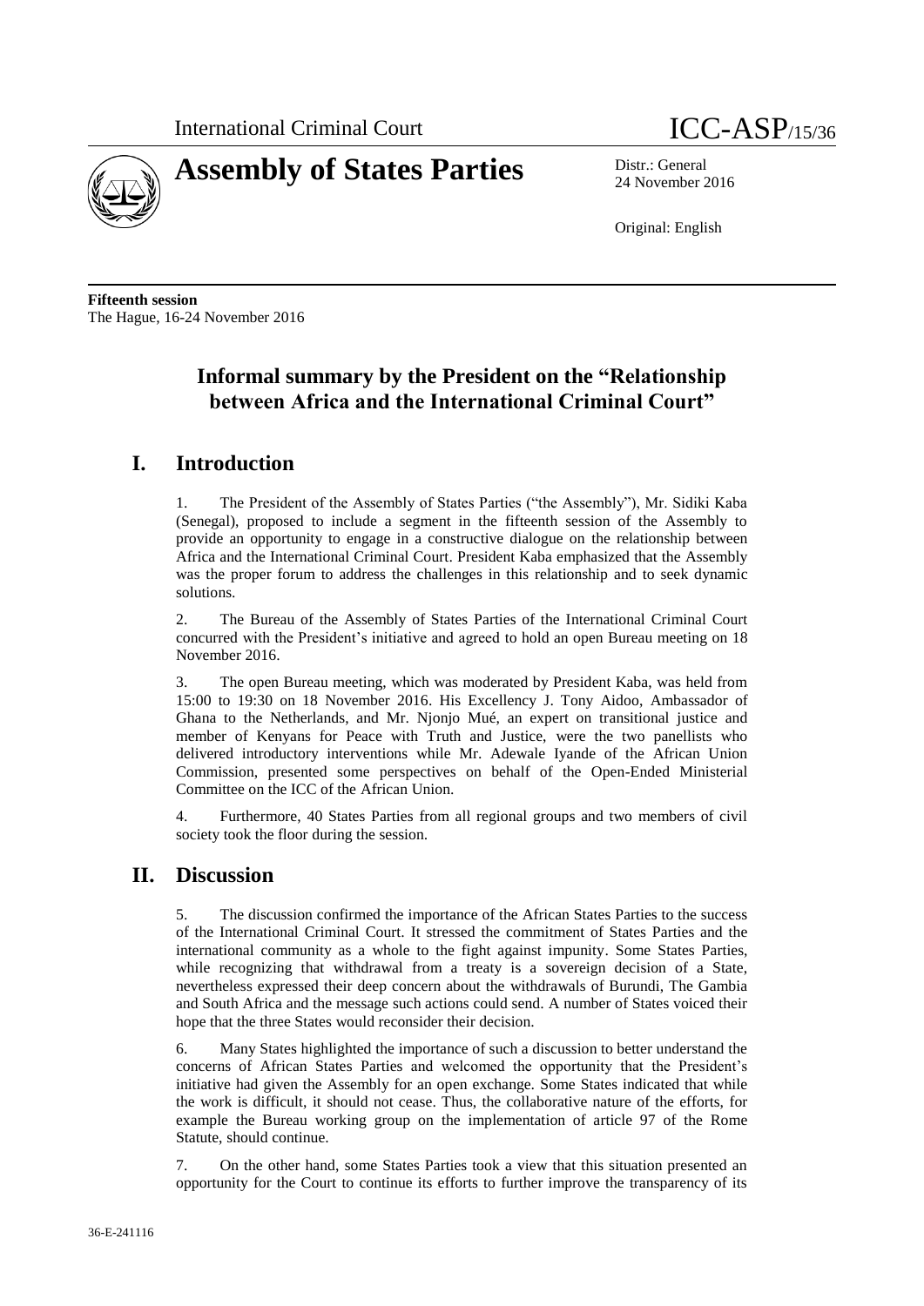International Criminal Court

# Assembly of States Parties

ICC-ASP/15/36

Distr.: General
24 November 2016

Original: English

**Fifteenth session**
The Hague, 16-24 November 2016

## Informal summary by the President on the "Relationship between Africa and the International Criminal Court"

## I. Introduction

1. The President of the Assembly of States Parties ("the Assembly"), Mr. Sidiki Kaba (Senegal), proposed to include a segment in the fifteenth session of the Assembly to provide an opportunity to engage in a constructive dialogue on the relationship between Africa and the International Criminal Court. President Kaba emphasized that the Assembly was the proper forum to address the challenges in this relationship and to seek dynamic solutions.

2. The Bureau of the Assembly of States Parties of the International Criminal Court concurred with the President's initiative and agreed to hold an open Bureau meeting on 18 November 2016.

3. The open Bureau meeting, which was moderated by President Kaba, was held from 15:00 to 19:30 on 18 November 2016. His Excellency J. Tony Aidoo, Ambassador of Ghana to the Netherlands, and Mr. Njonjo Mué, an expert on transitional justice and member of Kenyans for Peace with Truth and Justice, were the two panellists who delivered introductory interventions while Mr. Adewale Iyande of the African Union Commission, presented some perspectives on behalf of the Open-Ended Ministerial Committee on the ICC of the African Union.

4. Furthermore, 40 States Parties from all regional groups and two members of civil society took the floor during the session.

## II. Discussion

5. The discussion confirmed the importance of the African States Parties to the success of the International Criminal Court. It stressed the commitment of States Parties and the international community as a whole to the fight against impunity. Some States Parties, while recognizing that withdrawal from a treaty is a sovereign decision of a State, nevertheless expressed their deep concern about the withdrawals of Burundi, The Gambia and South Africa and the message such actions could send. A number of States voiced their hope that the three States would reconsider their decision.

6. Many States highlighted the importance of such a discussion to better understand the concerns of African States Parties and welcomed the opportunity that the President's initiative had given the Assembly for an open exchange. Some States indicated that while the work is difficult, it should not cease. Thus, the collaborative nature of the efforts, for example the Bureau working group on the implementation of article 97 of the Rome Statute, should continue.

7. On the other hand, some States Parties took a view that this situation presented an opportunity for the Court to continue its efforts to further improve the transparency of its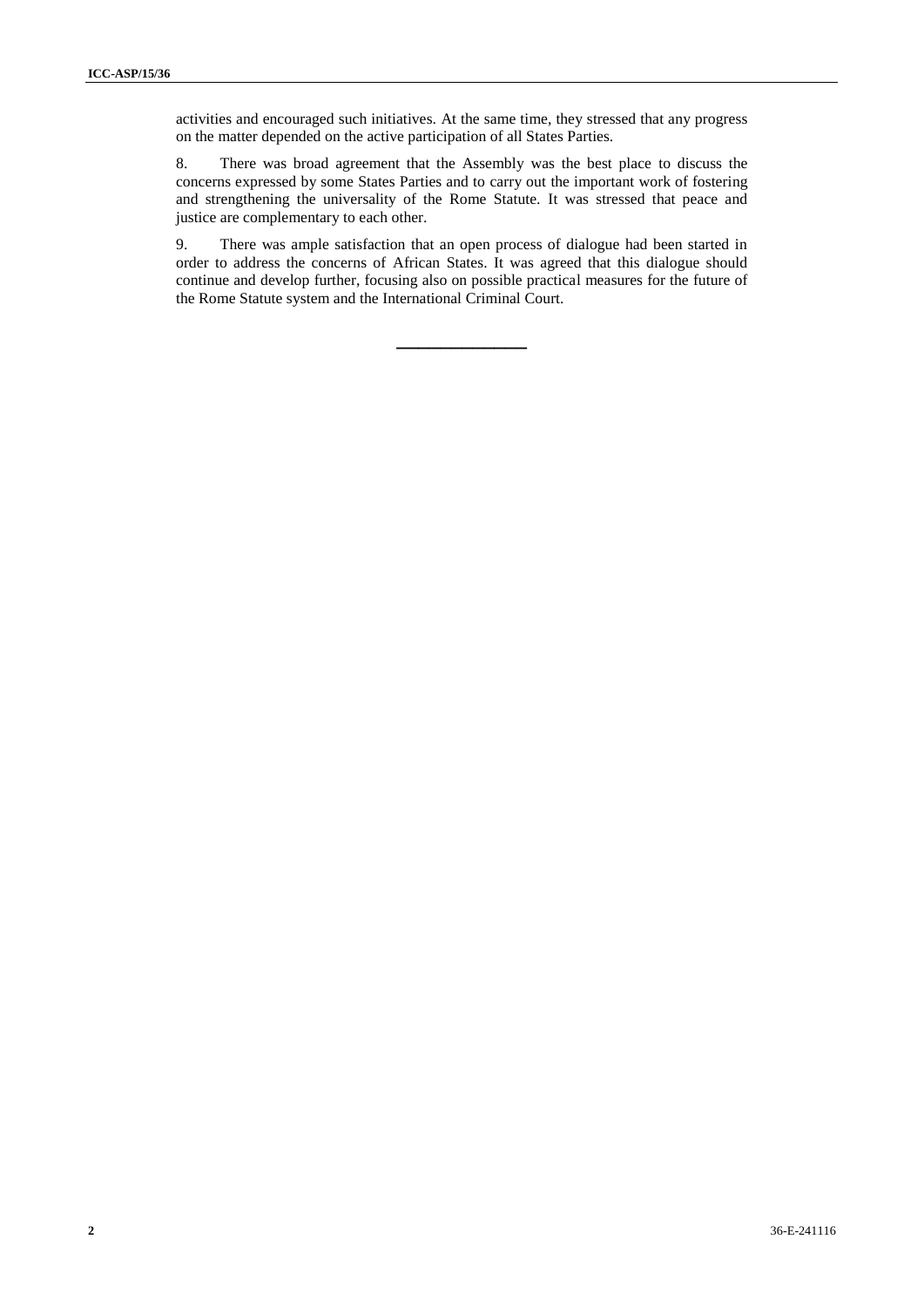activities and encouraged such initiatives. At the same time, they stressed that any progress on the matter depended on the active participation of all States Parties.

8. There was broad agreement that the Assembly was the best place to discuss the concerns expressed by some States Parties and to carry out the important work of fostering and strengthening the universality of the Rome Statute. It was stressed that peace and justice are complementary to each other.

9. There was ample satisfaction that an open process of dialogue had been started in order to address the concerns of African States. It was agreed that this dialogue should continue and develop further, focusing also on possible practical measures for the future of the Rome Statute system and the International Criminal Court.

---